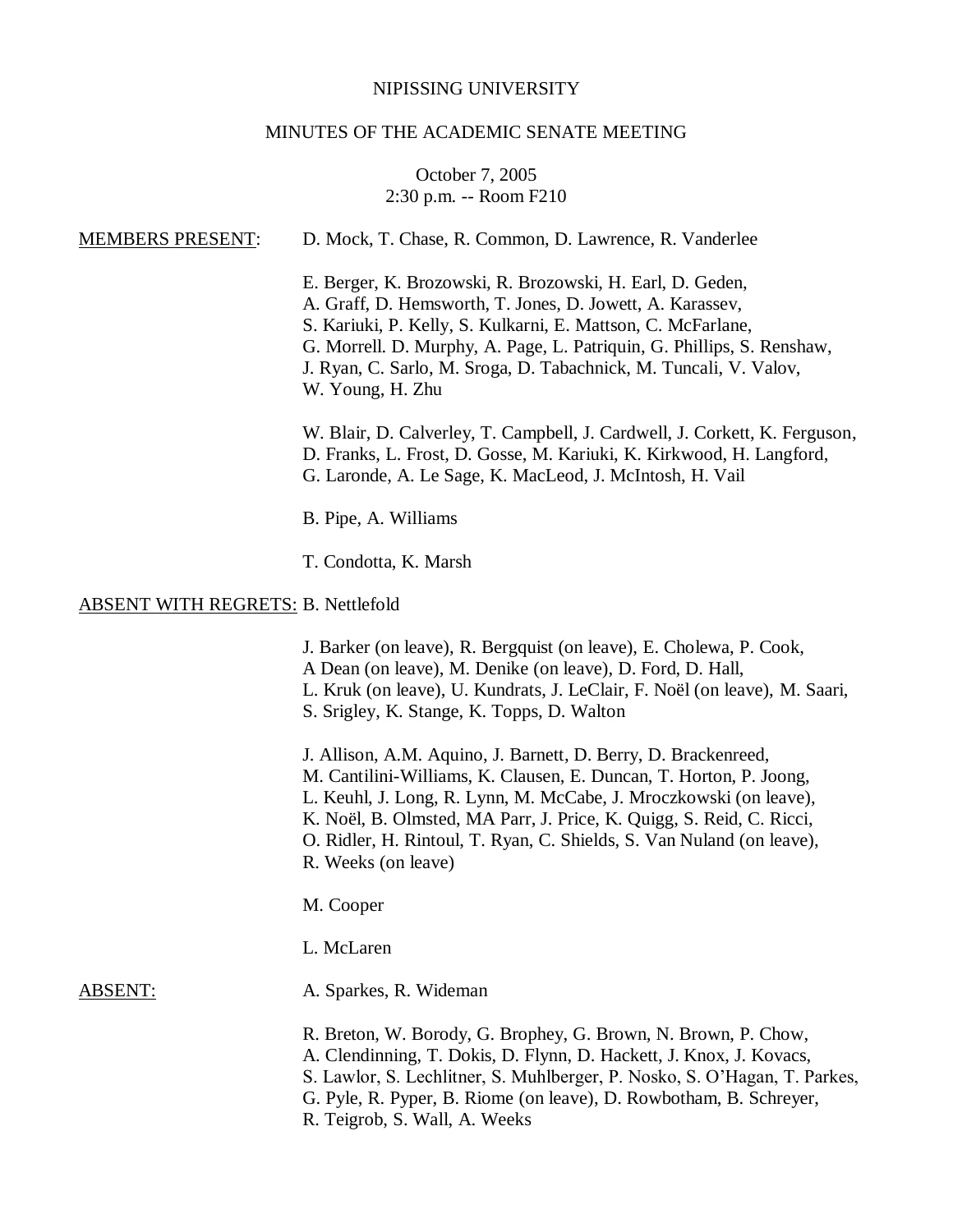NIPISSING UNIVERSITY

MINUTES OF THE ACADEMIC SENATE MEETING

October 7, 2005
2:30 p.m. -- Room F210

<u>MEMBERS PRESENT</u>: D. Mock, T. Chase, R. Common, D. Lawrence, R. Vanderlee

E. Berger, K. Brozowski, R. Brozowski, H. Earl, D. Geden, A. Graff, D. Hemsworth, T. Jones, D. Jowett, A. Karassev, S. Kariuki, P. Kelly, S. Kulkarni, E. Mattson, C. McFarlane, G. Morrell. D. Murphy, A. Page, L. Patriquin, G. Phillips, S. Renshaw, J. Ryan, C. Sarlo, M. Sroga, D. Tabachnick, M. Tuncali, V. Valov, W. Young, H. Zhu

W. Blair, D. Calverley, T. Campbell, J. Cardwell, J. Corkett, K. Ferguson, D. Franks, L. Frost, D. Gosse, M. Kariuki, K. Kirkwood, H. Langford, G. Laronde, A. Le Sage, K. MacLeod, J. McIntosh, H. Vail

B. Pipe, A. Williams

T. Condotta, K. Marsh

<u>ABSENT WITH REGRETS</u>: B. Nettlefold

J. Barker (on leave), R. Bergquist (on leave), E. Cholewa, P. Cook, A Dean (on leave), M. Denike (on leave), D. Ford, D. Hall, L. Kruk (on leave), U. Kundrats, J. LeClair, F. Noël (on leave), M. Saari, S. Srigley, K. Stange, K. Topps, D. Walton

J. Allison, A.M. Aquino, J. Barnett, D. Berry, D. Brackenreed, M. Cantilini-Williams, K. Clausen, E. Duncan, T. Horton, P. Joong, L. Keuhl, J. Long, R. Lynn, M. McCabe, J. Mroczkowski (on leave), K. Noël, B. Olmsted, MA Parr, J. Price, K. Quigg, S. Reid, C. Ricci, O. Ridler, H. Rintoul, T. Ryan, C. Shields, S. Van Nuland (on leave), R. Weeks (on leave)

M. Cooper

L. McLaren

<u>ABSENT</u>: A. Sparkes, R. Wideman

R. Breton, W. Borody, G. Brophey, G. Brown, N. Brown, P. Chow, A. Clendinning, T. Dokis, D. Flynn, D. Hackett, J. Knox, J. Kovacs, S. Lawlor, S. Lechlitner, S. Muhlberger, P. Nosko, S. O'Hagan, T. Parkes, G. Pyle, R. Pyper, B. Riome (on leave), D. Rowbotham, B. Schreyer, R. Teigrob, S. Wall, A. Weeks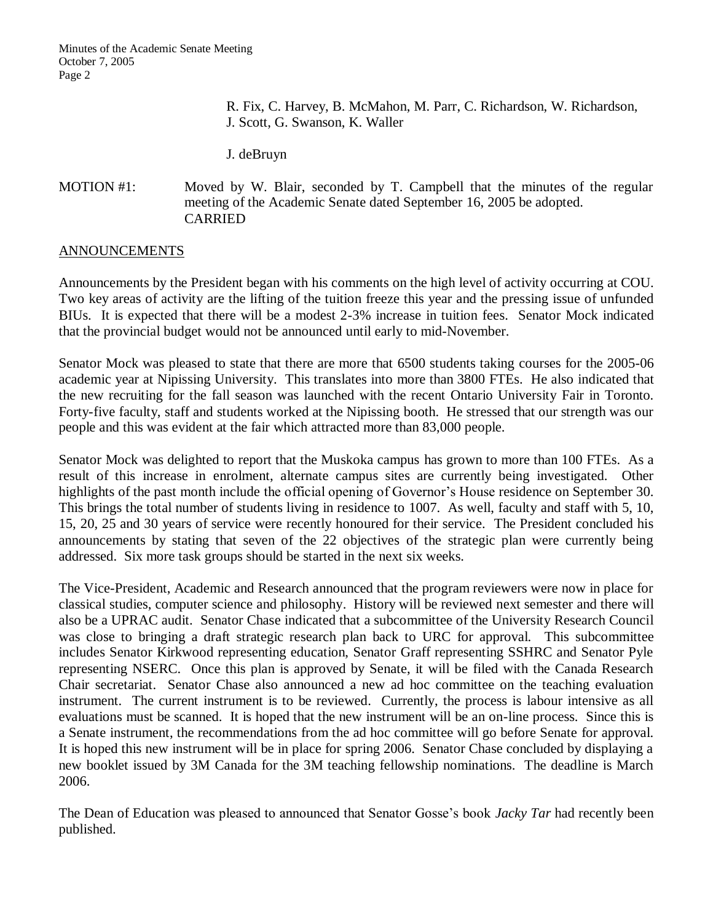R. Fix, C. Harvey, B. McMahon, M. Parr, C. Richardson, W. Richardson, J. Scott, G. Swanson, K. Waller

J. deBruyn

MOTION #1: Moved by W. Blair, seconded by T. Campbell that the minutes of the regular meeting of the Academic Senate dated September 16, 2005 be adopted.
CARRIED

## ANNOUNCEMENTS

Announcements by the President began with his comments on the high level of activity occurring at COU. Two key areas of activity are the lifting of the tuition freeze this year and the pressing issue of unfunded BIUs. It is expected that there will be a modest 2-3% increase in tuition fees. Senator Mock indicated that the provincial budget would not be announced until early to mid-November.

Senator Mock was pleased to state that there are more that 6500 students taking courses for the 2005-06 academic year at Nipissing University. This translates into more than 3800 FTEs. He also indicated that the new recruiting for the fall season was launched with the recent Ontario University Fair in Toronto. Forty-five faculty, staff and students worked at the Nipissing booth. He stressed that our strength was our people and this was evident at the fair which attracted more than 83,000 people.

Senator Mock was delighted to report that the Muskoka campus has grown to more than 100 FTEs. As a result of this increase in enrolment, alternate campus sites are currently being investigated. Other highlights of the past month include the official opening of Governor's House residence on September 30. This brings the total number of students living in residence to 1007. As well, faculty and staff with 5, 10, 15, 20, 25 and 30 years of service were recently honoured for their service. The President concluded his announcements by stating that seven of the 22 objectives of the strategic plan were currently being addressed. Six more task groups should be started in the next six weeks.

The Vice-President, Academic and Research announced that the program reviewers were now in place for classical studies, computer science and philosophy. History will be reviewed next semester and there will also be a UPRAC audit. Senator Chase indicated that a subcommittee of the University Research Council was close to bringing a draft strategic research plan back to URC for approval. This subcommittee includes Senator Kirkwood representing education, Senator Graff representing SSHRC and Senator Pyle representing NSERC. Once this plan is approved by Senate, it will be filed with the Canada Research Chair secretariat. Senator Chase also announced a new ad hoc committee on the teaching evaluation instrument. The current instrument is to be reviewed. Currently, the process is labour intensive as all evaluations must be scanned. It is hoped that the new instrument will be an on-line process. Since this is a Senate instrument, the recommendations from the ad hoc committee will go before Senate for approval. It is hoped this new instrument will be in place for spring 2006. Senator Chase concluded by displaying a new booklet issued by 3M Canada for the 3M teaching fellowship nominations. The deadline is March 2006.

The Dean of Education was pleased to announced that Senator Gosse's book *Jacky Tar* had recently been published.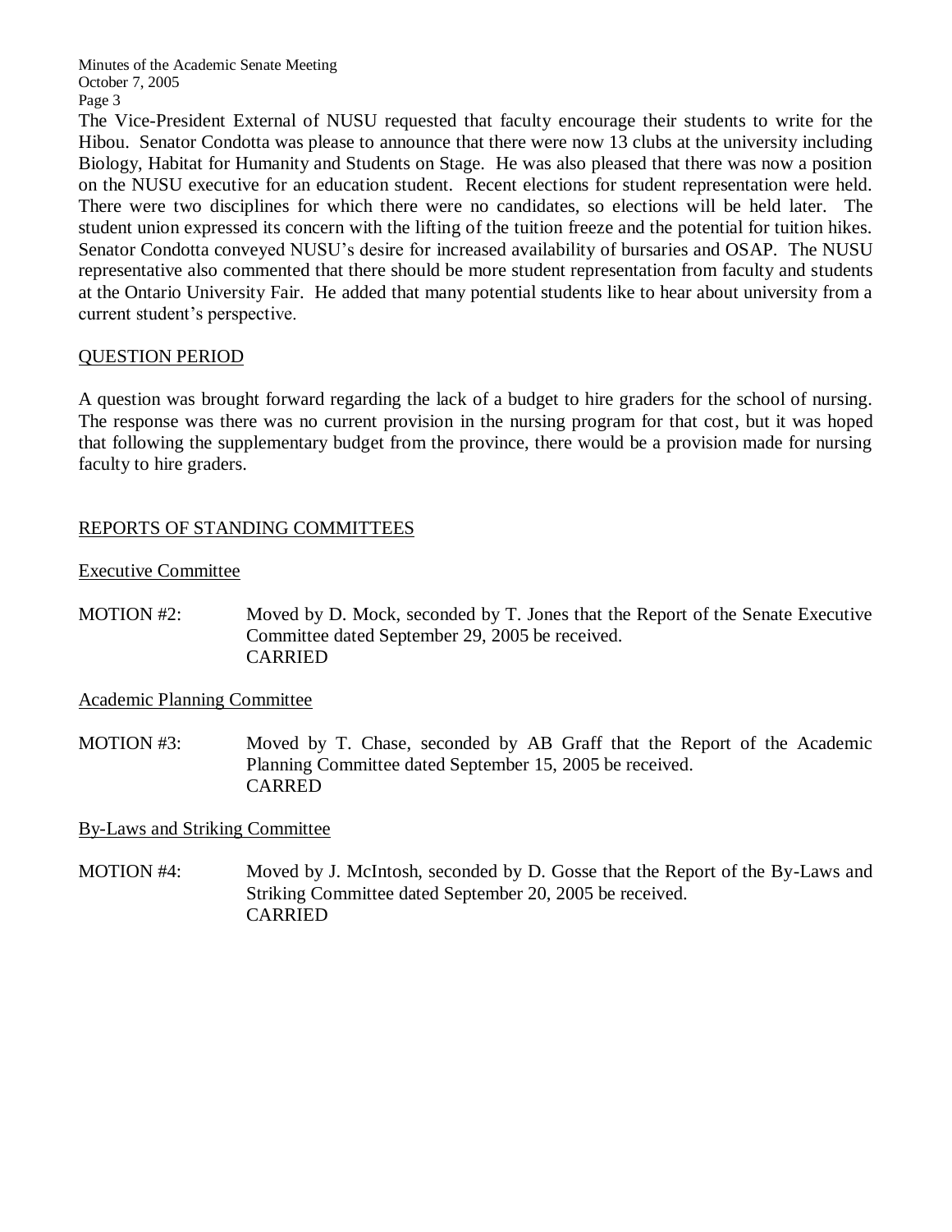The Vice-President External of NUSU requested that faculty encourage their students to write for the Hibou. Senator Condotta was please to announce that there were now 13 clubs at the university including Biology, Habitat for Humanity and Students on Stage. He was also pleased that there was now a position on the NUSU executive for an education student. Recent elections for student representation were held. There were two disciplines for which there were no candidates, so elections will be held later. The student union expressed its concern with the lifting of the tuition freeze and the potential for tuition hikes. Senator Condotta conveyed NUSU's desire for increased availability of bursaries and OSAP. The NUSU representative also commented that there should be more student representation from faculty and students at the Ontario University Fair. He added that many potential students like to hear about university from a current student's perspective.

## QUESTION PERIOD

A question was brought forward regarding the lack of a budget to hire graders for the school of nursing. The response was there was no current provision in the nursing program for that cost, but it was hoped that following the supplementary budget from the province, there would be a provision made for nursing faculty to hire graders.

## REPORTS OF STANDING COMMITTEES

### Executive Committee

MOTION #2: Moved by D. Mock, seconded by T. Jones that the Report of the Senate Executive Committee dated September 29, 2005 be received.
CARRIED

### Academic Planning Committee

MOTION #3: Moved by T. Chase, seconded by AB Graff that the Report of the Academic Planning Committee dated September 15, 2005 be received.
CARRED

### By-Laws and Striking Committee

MOTION #4: Moved by J. McIntosh, seconded by D. Gosse that the Report of the By-Laws and Striking Committee dated September 20, 2005 be received.
CARRIED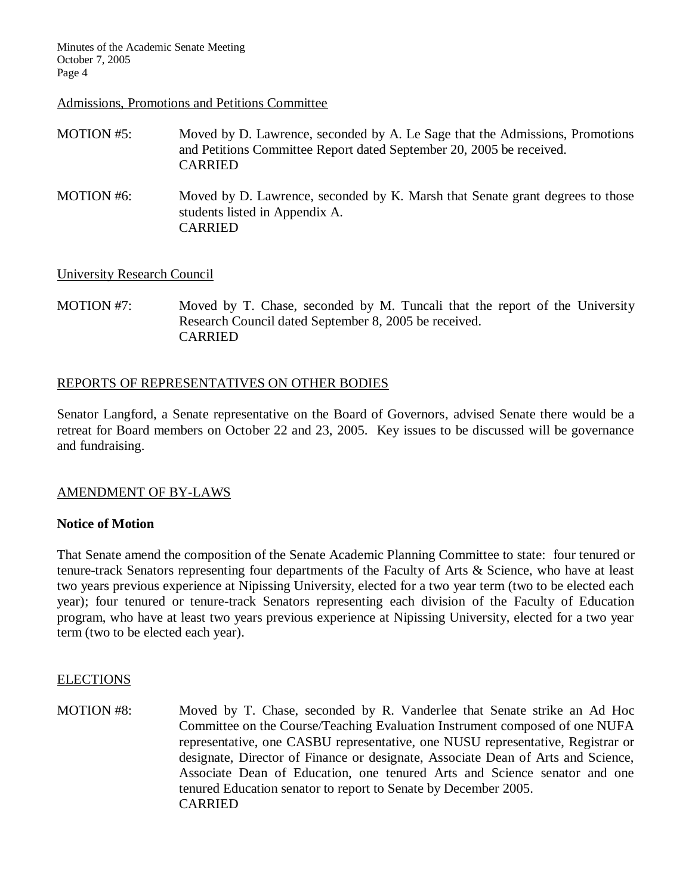Admissions, Promotions and Petitions Committee

MOTION #5: Moved by D. Lawrence, seconded by A. Le Sage that the Admissions, Promotions and Petitions Committee Report dated September 20, 2005 be received.
CARRIED

MOTION #6: Moved by D. Lawrence, seconded by K. Marsh that Senate grant degrees to those students listed in Appendix A.
CARRIED

University Research Council

MOTION #7: Moved by T. Chase, seconded by M. Tuncali that the report of the University Research Council dated September 8, 2005 be received.
CARRIED

## REPORTS OF REPRESENTATIVES ON OTHER BODIES

Senator Langford, a Senate representative on the Board of Governors, advised Senate there would be a retreat for Board members on October 22 and 23, 2005. Key issues to be discussed will be governance and fundraising.

## AMENDMENT OF BY-LAWS

**Notice of Motion**

That Senate amend the composition of the Senate Academic Planning Committee to state: four tenured or tenure-track Senators representing four departments of the Faculty of Arts & Science, who have at least two years previous experience at Nipissing University, elected for a two year term (two to be elected each year); four tenured or tenure-track Senators representing each division of the Faculty of Education program, who have at least two years previous experience at Nipissing University, elected for a two year term (two to be elected each year).

## ELECTIONS

MOTION #8: Moved by T. Chase, seconded by R. Vanderlee that Senate strike an Ad Hoc Committee on the Course/Teaching Evaluation Instrument composed of one NUFA representative, one CASBU representative, one NUSU representative, Registrar or designate, Director of Finance or designate, Associate Dean of Arts and Science, Associate Dean of Education, one tenured Arts and Science senator and one tenured Education senator to report to Senate by December 2005.
CARRIED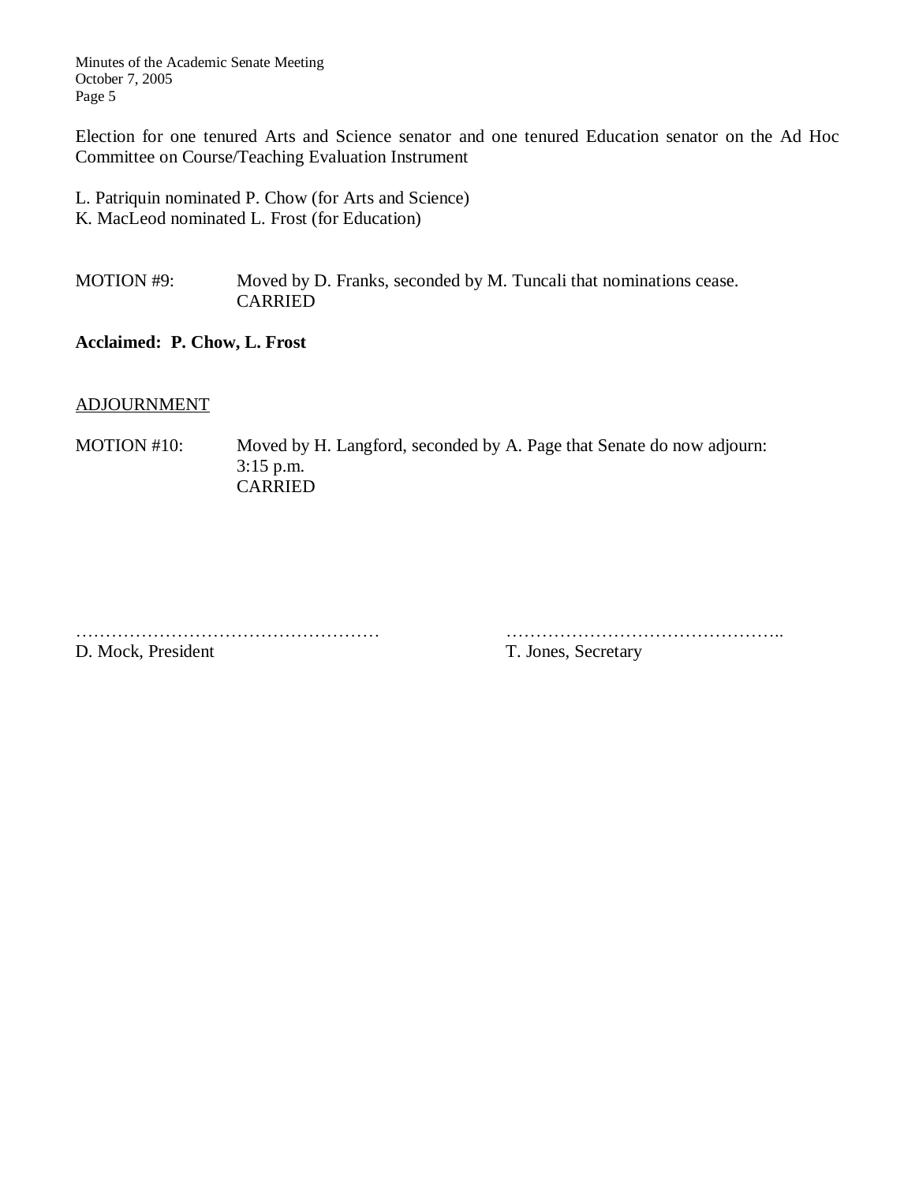Election for one tenured Arts and Science senator and one tenured Education senator on the Ad Hoc Committee on Course/Teaching Evaluation Instrument

L. Patriquin nominated P. Chow (for Arts and Science)
K. MacLeod nominated L. Frost (for Education)

MOTION #9: Moved by D. Franks, seconded by M. Tuncali that nominations cease.
CARRIED

**Acclaimed: P. Chow, L. Frost**

ADJOURNMENT

MOTION #10: Moved by H. Langford, seconded by A. Page that Senate do now adjourn:
3:15 p.m.
CARRIED

……………………………………………
D. Mock, President

………………………………………..
T. Jones, Secretary